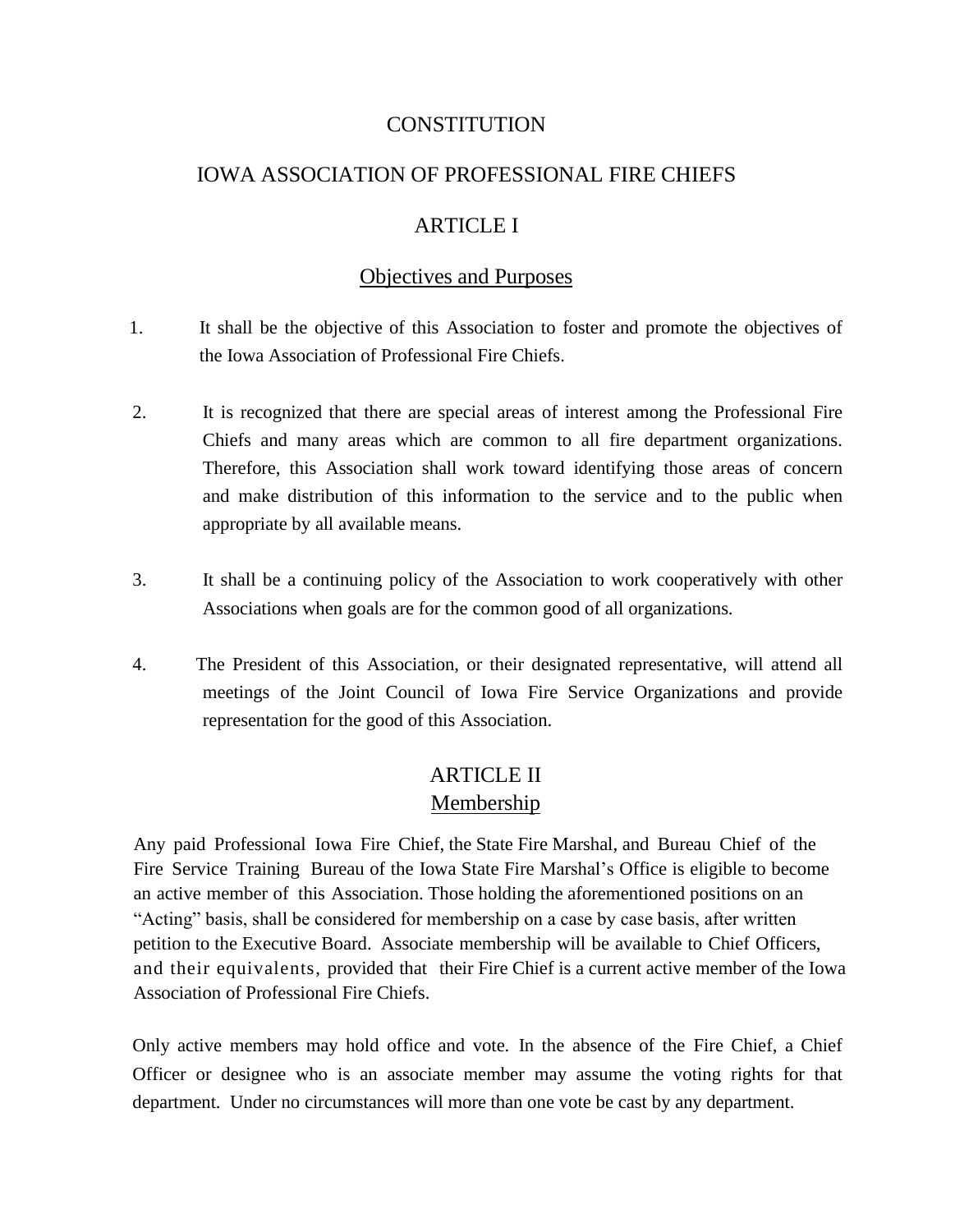# CONSTITUTION

# IOWA ASSOCIATION OF PROFESSIONAL FIRE CHIEFS

## ARTICLE I

### Objectives and Purposes

1. It shall be the objective of this Association to foster and promote the objectives of the Iowa Association of Professional Fire Chiefs.

2. It is recognized that there are special areas of interest among the Professional Fire Chiefs and many areas which are common to all fire department organizations. Therefore, this Association shall work toward identifying those areas of concern and make distribution of this information to the service and to the public when appropriate by all available means.

3. It shall be a continuing policy of the Association to work cooperatively with other Associations when goals are for the common good of all organizations.

4. The President of this Association, or their designated representative, will attend all meetings of the Joint Council of Iowa Fire Service Organizations and provide representation for the good of this Association.

## ARTICLE II

### Membership

Any paid Professional Iowa Fire Chief, the State Fire Marshal, and Bureau Chief of the Fire Service Training Bureau of the Iowa State Fire Marshal's Office is eligible to become an active member of this Association. Those holding the aforementioned positions on an "Acting" basis, shall be considered for membership on a case by case basis, after written petition to the Executive Board. Associate membership will be available to Chief Officers, and their equivalents, provided that their Fire Chief is a current active member of the Iowa Association of Professional Fire Chiefs.

Only active members may hold office and vote. In the absence of the Fire Chief, a Chief Officer or designee who is an associate member may assume the voting rights for that department. Under no circumstances will more than one vote be cast by any department.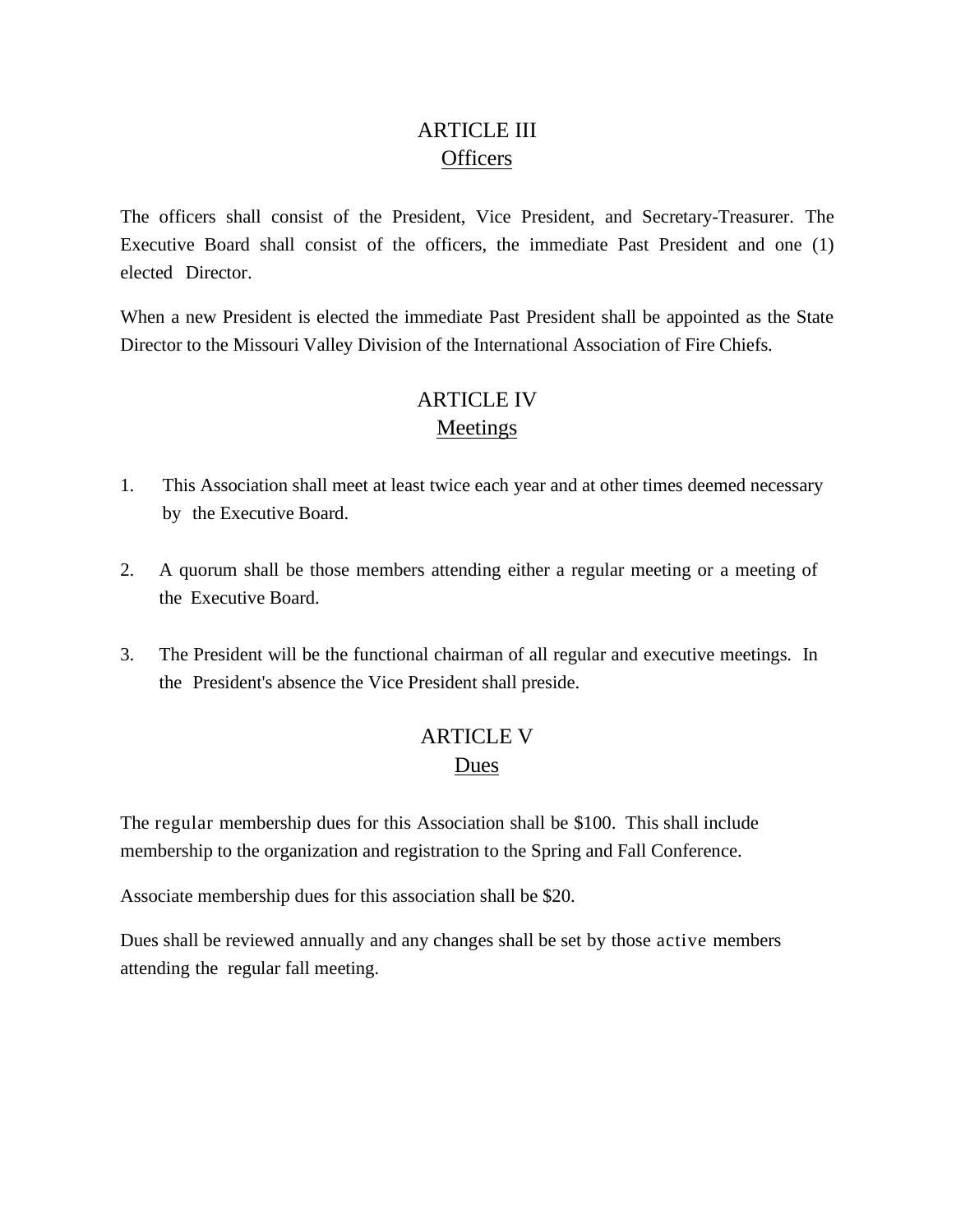## ARTICLE III
## Officers

The officers shall consist of the President, Vice President, and Secretary-Treasurer. The Executive Board shall consist of the officers, the immediate Past President and one (1) elected Director.

When a new President is elected the immediate Past President shall be appointed as the State Director to the Missouri Valley Division of the International Association of Fire Chiefs.

## ARTICLE IV
## Meetings

1. This Association shall meet at least twice each year and at other times deemed necessary by the Executive Board.

2. A quorum shall be those members attending either a regular meeting or a meeting of the Executive Board.

3. The President will be the functional chairman of all regular and executive meetings. In the President's absence the Vice President shall preside.

## ARTICLE V
## Dues

The regular membership dues for this Association shall be $100. This shall include membership to the organization and registration to the Spring and Fall Conference.

Associate membership dues for this association shall be $20.

Dues shall be reviewed annually and any changes shall be set by those active members attending the regular fall meeting.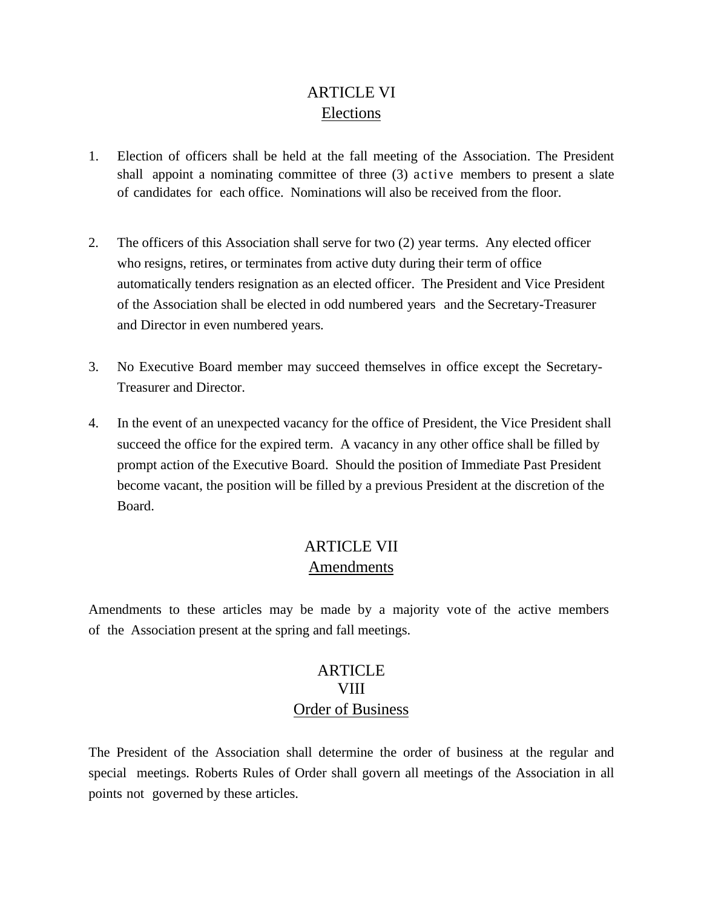## ARTICLE VI
## Elections

1. Election of officers shall be held at the fall meeting of the Association. The President shall appoint a nominating committee of three (3) active members to present a slate of candidates for each office. Nominations will also be received from the floor.

2. The officers of this Association shall serve for two (2) year terms. Any elected officer who resigns, retires, or terminates from active duty during their term of office automatically tenders resignation as an elected officer. The President and Vice President of the Association shall be elected in odd numbered years and the Secretary-Treasurer and Director in even numbered years.

3. No Executive Board member may succeed themselves in office except the Secretary-Treasurer and Director.

4. In the event of an unexpected vacancy for the office of President, the Vice President shall succeed the office for the expired term. A vacancy in any other office shall be filled by prompt action of the Executive Board. Should the position of Immediate Past President become vacant, the position will be filled by a previous President at the discretion of the Board.

## ARTICLE VII
## Amendments

Amendments to these articles may be made by a majority vote of the active members of the Association present at the spring and fall meetings.

## ARTICLE VIII
## Order of Business

The President of the Association shall determine the order of business at the regular and special meetings. Roberts Rules of Order shall govern all meetings of the Association in all points not governed by these articles.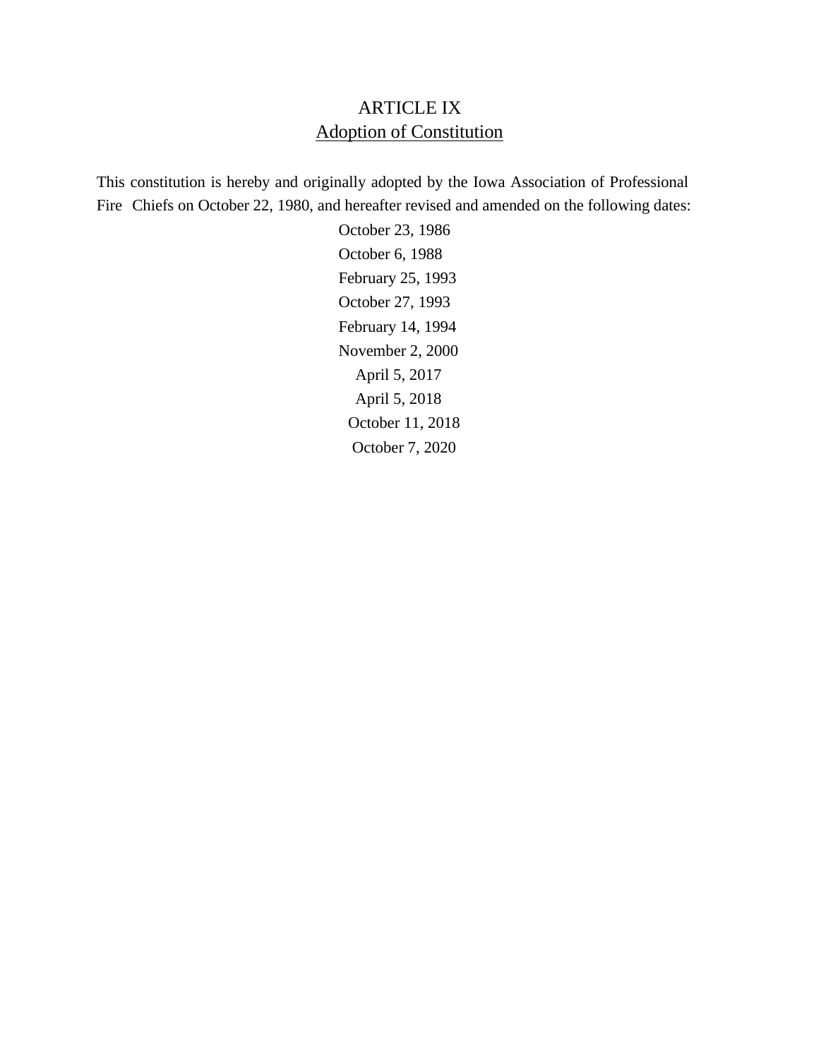## ARTICLE IX
## Adoption of Constitution

This constitution is hereby and originally adopted by the Iowa Association of Professional Fire Chiefs on October 22, 1980, and hereafter revised and amended on the following dates:

October 23, 1986
October 6, 1988
February 25, 1993
October 27, 1993
February 14, 1994
November 2, 2000
April 5, 2017
April 5, 2018
October 11, 2018
October 7, 2020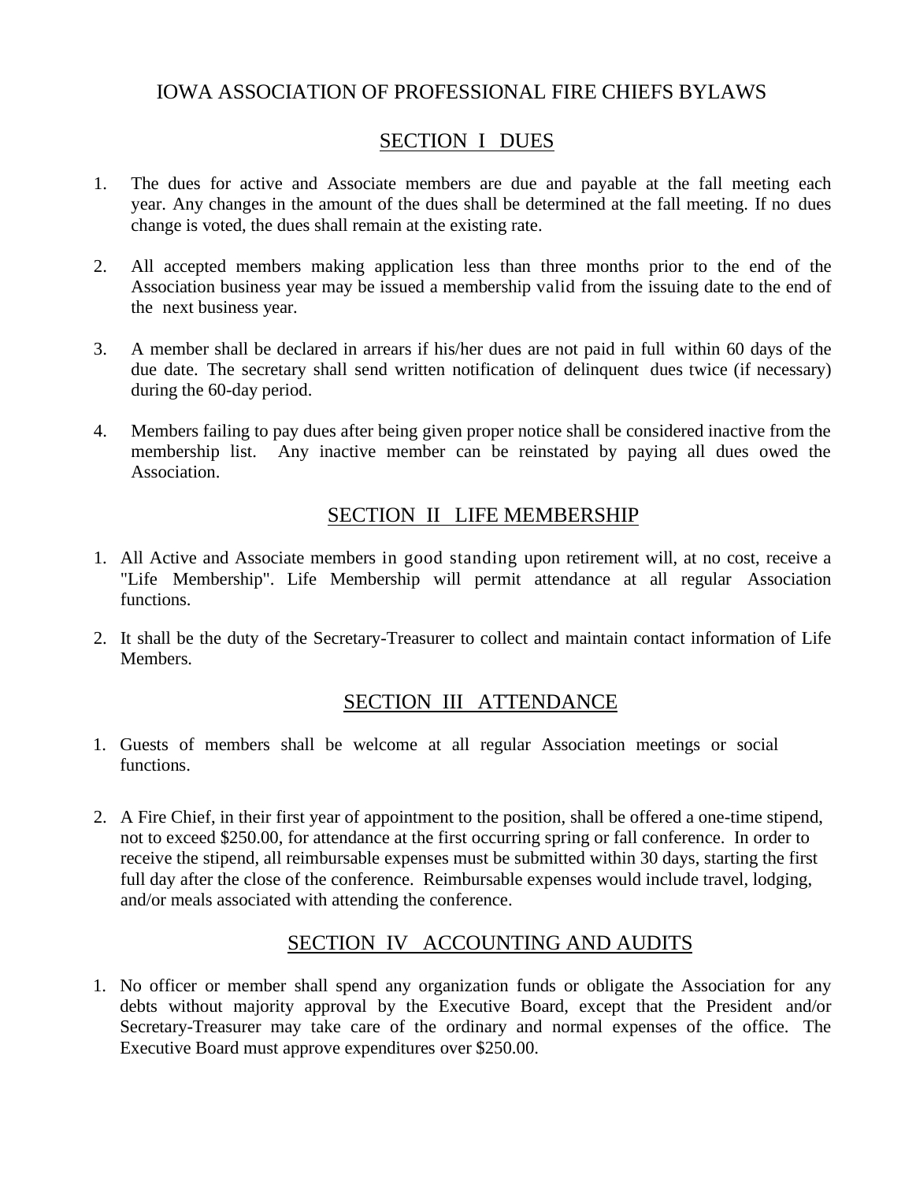# IOWA ASSOCIATION OF PROFESSIONAL FIRE CHIEFS BYLAWS

## SECTION I DUES

1. The dues for active and Associate members are due and payable at the fall meeting each year. Any changes in the amount of the dues shall be determined at the fall meeting. If no dues change is voted, the dues shall remain at the existing rate.

2. All accepted members making application less than three months prior to the end of the Association business year may be issued a membership valid from the issuing date to the end of the next business year.

3. A member shall be declared in arrears if his/her dues are not paid in full within 60 days of the due date. The secretary shall send written notification of delinquent dues twice (if necessary) during the 60-day period.

4. Members failing to pay dues after being given proper notice shall be considered inactive from the membership list. Any inactive member can be reinstated by paying all dues owed the Association.

## SECTION II LIFE MEMBERSHIP

1. All Active and Associate members in good standing upon retirement will, at no cost, receive a "Life Membership". Life Membership will permit attendance at all regular Association functions.

2. It shall be the duty of the Secretary-Treasurer to collect and maintain contact information of Life Members.

## SECTION III ATTENDANCE

1. Guests of members shall be welcome at all regular Association meetings or social functions.

2. A Fire Chief, in their first year of appointment to the position, shall be offered a one-time stipend, not to exceed $250.00, for attendance at the first occurring spring or fall conference. In order to receive the stipend, all reimbursable expenses must be submitted within 30 days, starting the first full day after the close of the conference. Reimbursable expenses would include travel, lodging, and/or meals associated with attending the conference.

## SECTION IV ACCOUNTING AND AUDITS

1. No officer or member shall spend any organization funds or obligate the Association for any debts without majority approval by the Executive Board, except that the President and/or Secretary-Treasurer may take care of the ordinary and normal expenses of the office. The Executive Board must approve expenditures over $250.00.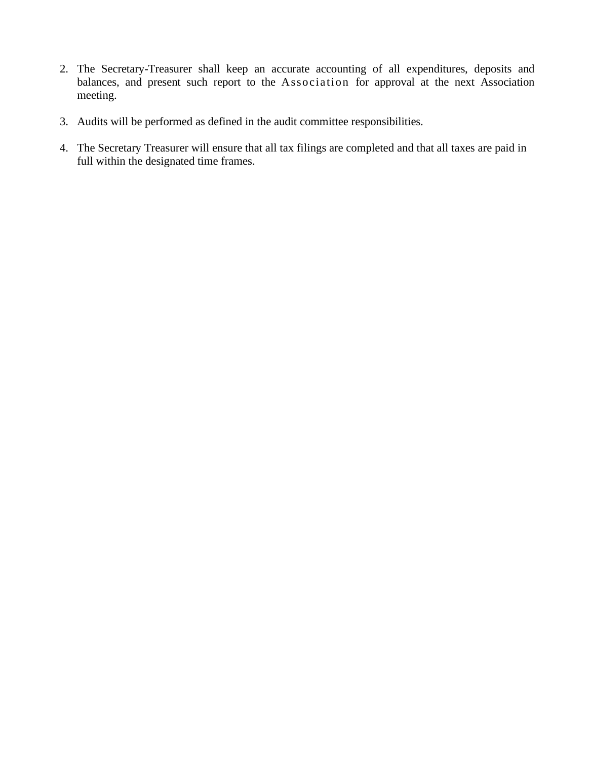2. The Secretary-Treasurer shall keep an accurate accounting of all expenditures, deposits and balances, and present such report to the Association for approval at the next Association meeting.

3. Audits will be performed as defined in the audit committee responsibilities.

4. The Secretary Treasurer will ensure that all tax filings are completed and that all taxes are paid in full within the designated time frames.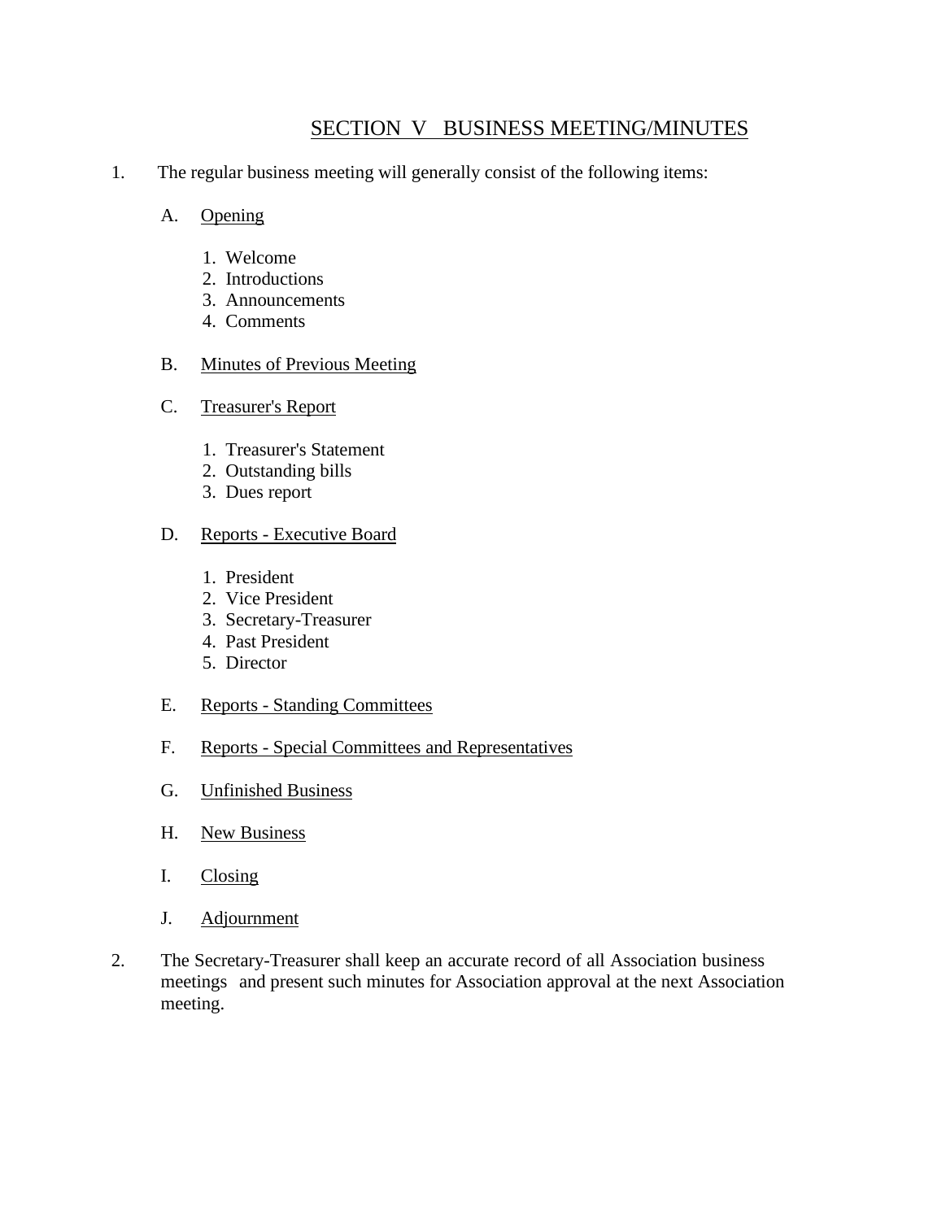## SECTION V BUSINESS MEETING/MINUTES

1. The regular business meeting will generally consist of the following items:

   A. <u>Opening</u>

      1. Welcome
      2. Introductions
      3. Announcements
      4. Comments

   B. <u>Minutes of Previous Meeting</u>

   C. <u>Treasurer's Report</u>

      1. Treasurer's Statement
      2. Outstanding bills
      3. Dues report

   D. <u>Reports - Executive Board</u>

      1. President
      2. Vice President
      3. Secretary-Treasurer
      4. Past President
      5. Director

   E. <u>Reports - Standing Committees</u>

   F. <u>Reports - Special Committees and Representatives</u>

   G. <u>Unfinished Business</u>

   H. <u>New Business</u>

   I. <u>Closing</u>

   J. <u>Adjournment</u>

2. The Secretary-Treasurer shall keep an accurate record of all Association business meetings and present such minutes for Association approval at the next Association meeting.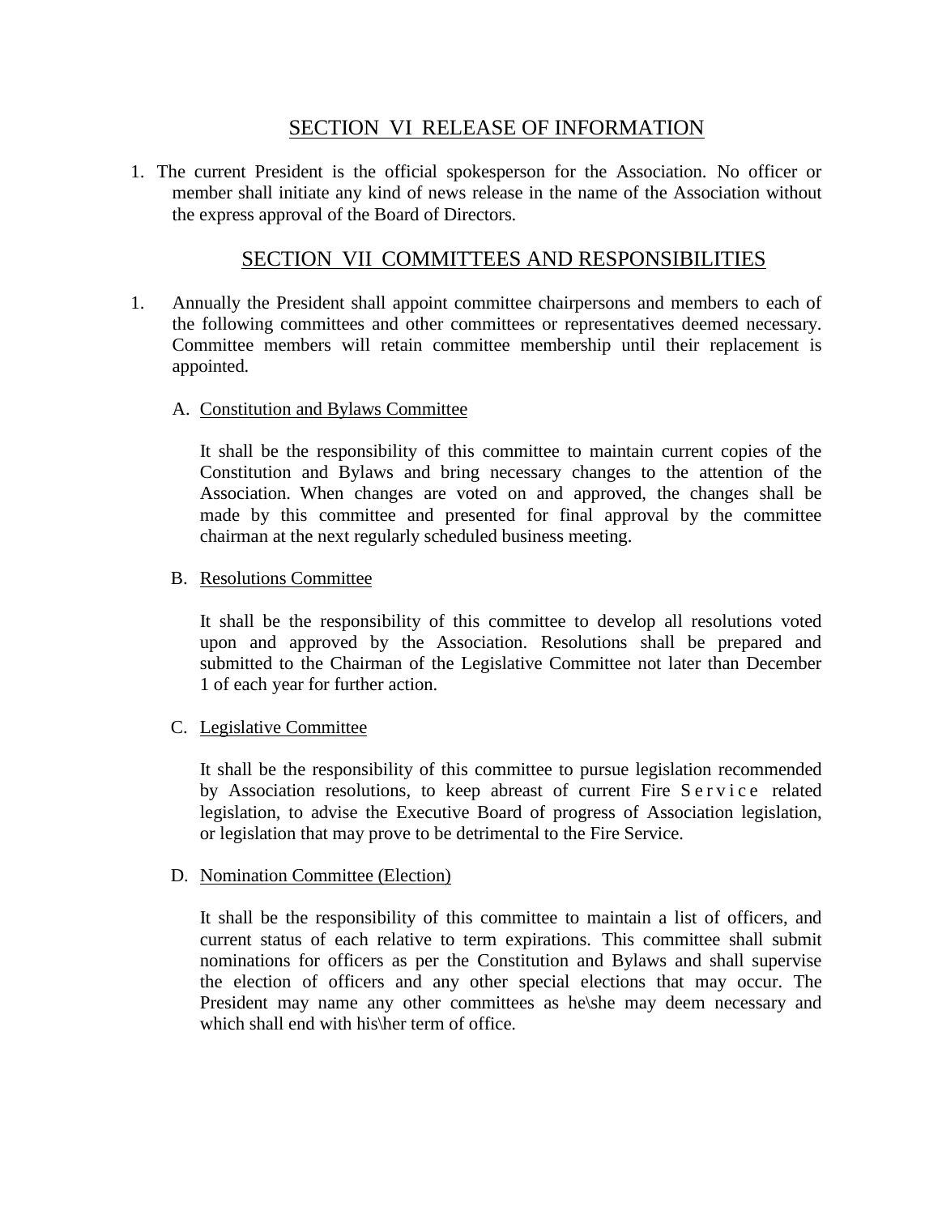## SECTION VI RELEASE OF INFORMATION

1. The current President is the official spokesperson for the Association. No officer or member shall initiate any kind of news release in the name of the Association without the express approval of the Board of Directors.

## SECTION VII COMMITTEES AND RESPONSIBILITIES

1. Annually the President shall appoint committee chairpersons and members to each of the following committees and other committees or representatives deemed necessary. Committee members will retain committee membership until their replacement is appointed.

   A. Constitution and Bylaws Committee

      It shall be the responsibility of this committee to maintain current copies of the Constitution and Bylaws and bring necessary changes to the attention of the Association. When changes are voted on and approved, the changes shall be made by this committee and presented for final approval by the committee chairman at the next regularly scheduled business meeting.

   B. Resolutions Committee

      It shall be the responsibility of this committee to develop all resolutions voted upon and approved by the Association. Resolutions shall be prepared and submitted to the Chairman of the Legislative Committee not later than December 1 of each year for further action.

   C. Legislative Committee

      It shall be the responsibility of this committee to pursue legislation recommended by Association resolutions, to keep abreast of current Fire Service related legislation, to advise the Executive Board of progress of Association legislation, or legislation that may prove to be detrimental to the Fire Service.

   D. Nomination Committee (Election)

      It shall be the responsibility of this committee to maintain a list of officers, and current status of each relative to term expirations. This committee shall submit nominations for officers as per the Constitution and Bylaws and shall supervise the election of officers and any other special elections that may occur. The President may name any other committees as he\she may deem necessary and which shall end with his\her term of office.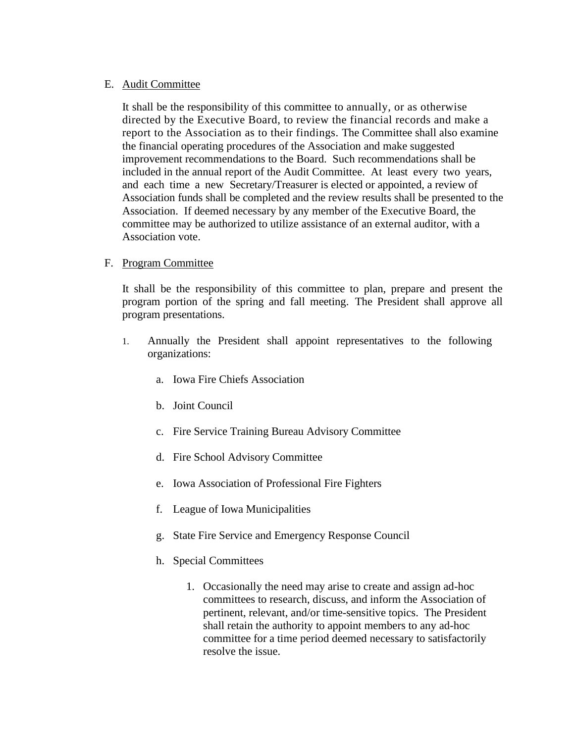E. <u>Audit Committee</u>

It shall be the responsibility of this committee to annually, or as otherwise directed by the Executive Board, to review the financial records and make a report to the Association as to their findings. The Committee shall also examine the financial operating procedures of the Association and make suggested improvement recommendations to the Board. Such recommendations shall be included in the annual report of the Audit Committee. At least every two years, and each time a new Secretary/Treasurer is elected or appointed, a review of Association funds shall be completed and the review results shall be presented to the Association. If deemed necessary by any member of the Executive Board, the committee may be authorized to utilize assistance of an external auditor, with a Association vote.

F. <u>Program Committee</u>

It shall be the responsibility of this committee to plan, prepare and present the program portion of the spring and fall meeting. The President shall approve all program presentations.

1. Annually the President shall appoint representatives to the following organizations:

   a. Iowa Fire Chiefs Association

   b. Joint Council

   c. Fire Service Training Bureau Advisory Committee

   d. Fire School Advisory Committee

   e. Iowa Association of Professional Fire Fighters

   f. League of Iowa Municipalities

   g. State Fire Service and Emergency Response Council

   h. Special Committees

      1. Occasionally the need may arise to create and assign ad-hoc committees to research, discuss, and inform the Association of pertinent, relevant, and/or time-sensitive topics. The President shall retain the authority to appoint members to any ad-hoc committee for a time period deemed necessary to satisfactorily resolve the issue.